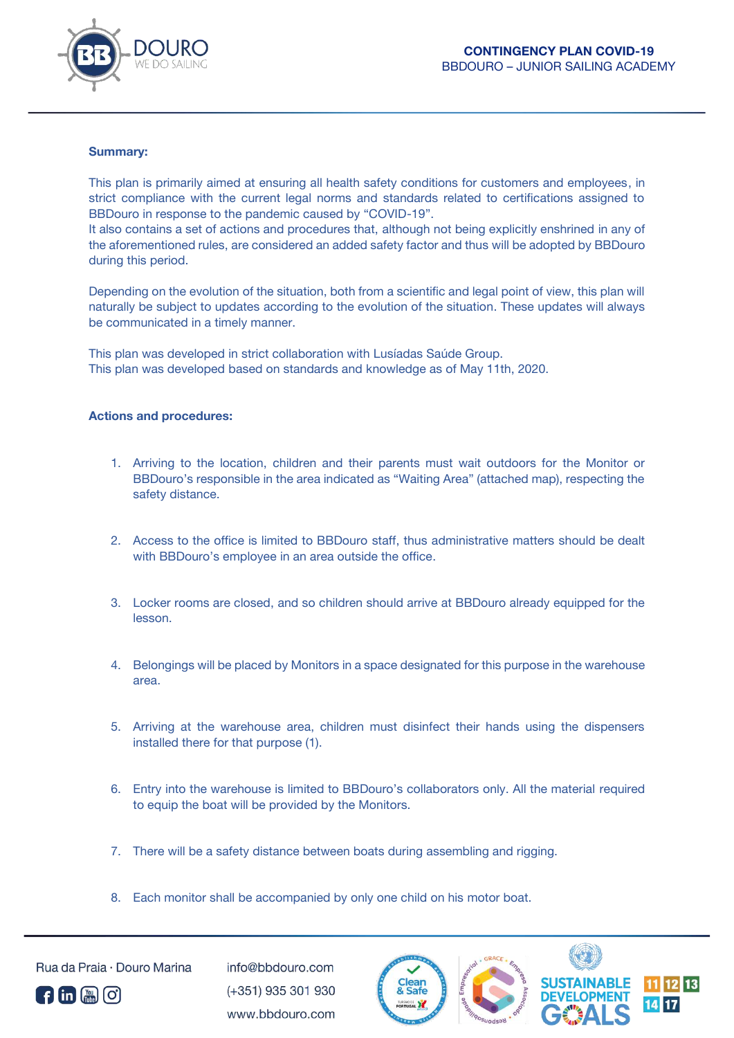# CONTINGENCY PLAN COVID-19
BBDOURO – JUNIOR SAILING ACADEMY

**Summary:**

This plan is primarily aimed at ensuring all health safety conditions for customers and employees, in strict compliance with the current legal norms and standards related to certifications assigned to BBDouro in response to the pandemic caused by "COVID-19".
It also contains a set of actions and procedures that, although not being explicitly enshrined in any of the aforementioned rules, are considered an added safety factor and thus will be adopted by BBDouro during this period.

Depending on the evolution of the situation, both from a scientific and legal point of view, this plan will naturally be subject to updates according to the evolution of the situation. These updates will always be communicated in a timely manner.

This plan was developed in strict collaboration with Lusíadas Saúde Group.
This plan was developed based on standards and knowledge as of May 11th, 2020.

**Actions and procedures:**

1. Arriving to the location, children and their parents must wait outdoors for the Monitor or BBDouro's responsible in the area indicated as "Waiting Area" (attached map), respecting the safety distance.

2. Access to the office is limited to BBDouro staff, thus administrative matters should be dealt with BBDouro's employee in an area outside the office.

3. Locker rooms are closed, and so children should arrive at BBDouro already equipped for the lesson.

4. Belongings will be placed by Monitors in a space designated for this purpose in the warehouse area.

5. Arriving at the warehouse area, children must disinfect their hands using the dispensers installed there for that purpose (1).

6. Entry into the warehouse is limited to BBDouro's collaborators only. All the material required to equip the boat will be provided by the Monitors.

7. There will be a safety distance between boats during assembling and rigging.

8. Each monitor shall be accompanied by only one child on his motor boat.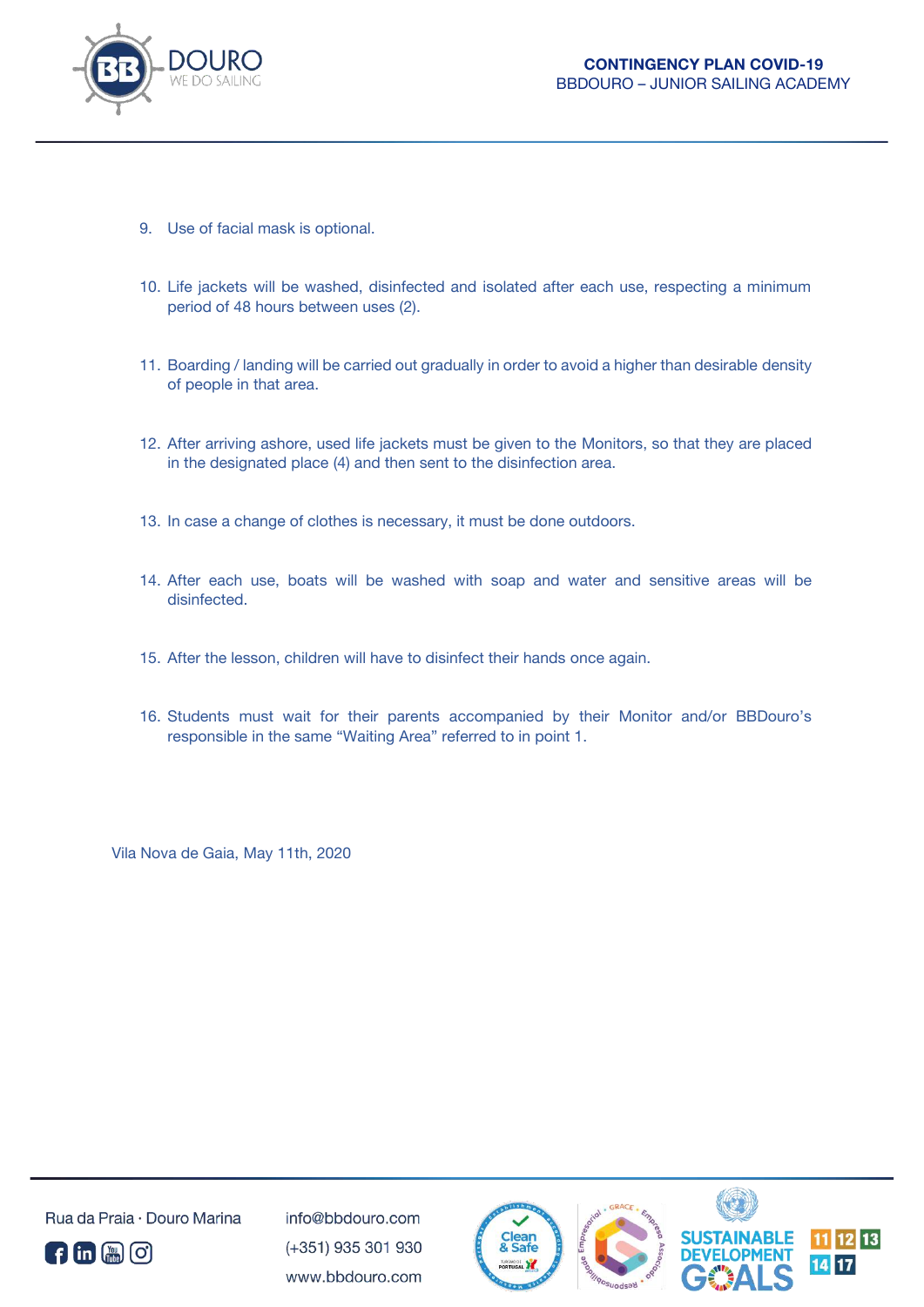9. Use of facial mask is optional.

10. Life jackets will be washed, disinfected and isolated after each use, respecting a minimum period of 48 hours between uses (2).

11. Boarding / landing will be carried out gradually in order to avoid a higher than desirable density of people in that area.

12. After arriving ashore, used life jackets must be given to the Monitors, so that they are placed in the designated place (4) and then sent to the disinfection area.

13. In case a change of clothes is necessary, it must be done outdoors.

14. After each use, boats will be washed with soap and water and sensitive areas will be disinfected.

15. After the lesson, children will have to disinfect their hands once again.

16. Students must wait for their parents accompanied by their Monitor and/or BBDouro's responsible in the same "Waiting Area" referred to in point 1.

Vila Nova de Gaia, May 11th, 2020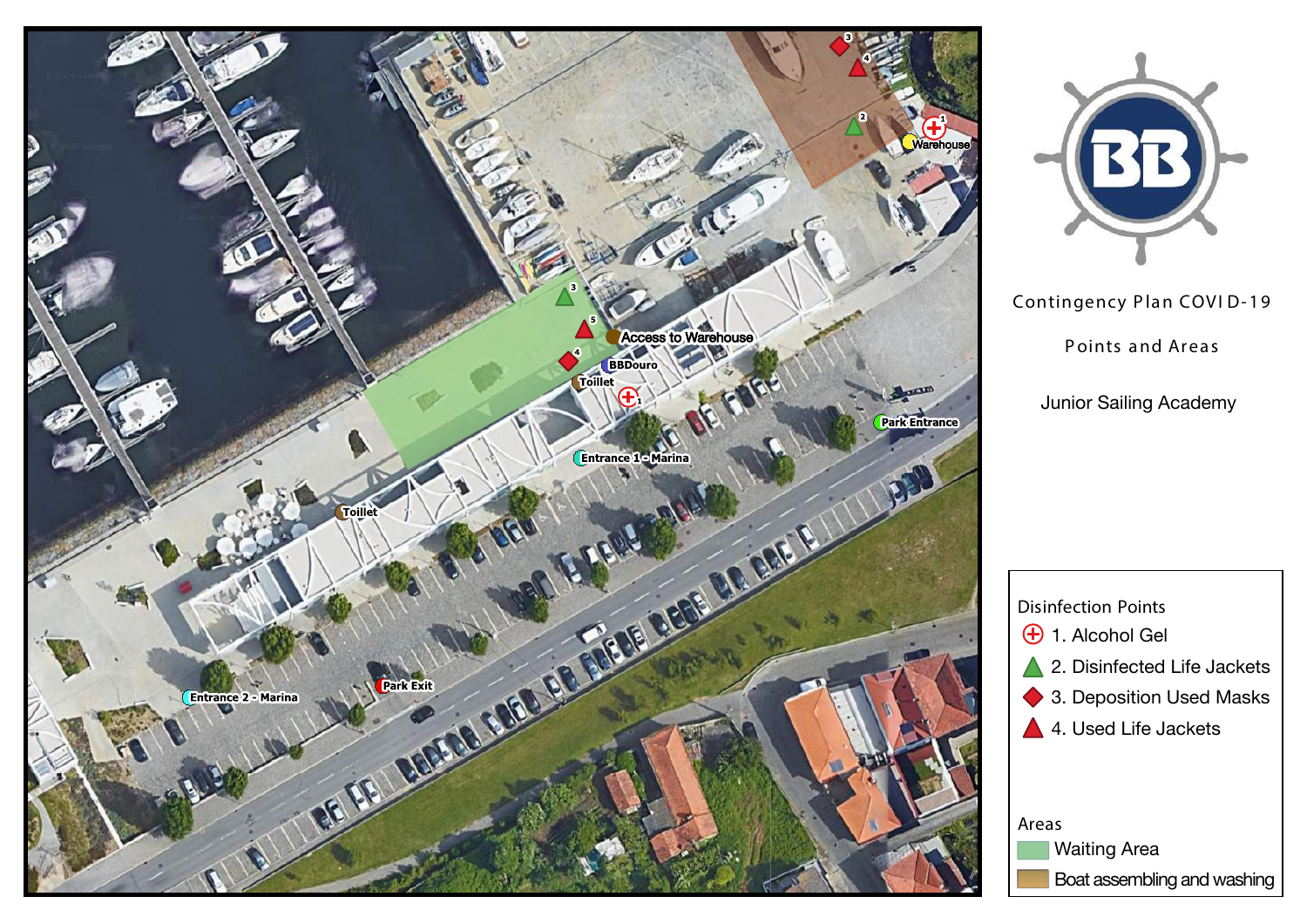Contingency Plan COVID-19

Points and Areas

Junior Sailing Academy

Warehouse

Access to Warehouse

BBDouro

Toillet

Park Entrance

Entrance 1 - Marina

Toillet

Park Exit

Entrance 2 - Marina

Disinfection Points

1. Alcohol Gel
2. Disinfected Life Jackets
3. Deposition Used Masks
4. Used Life Jackets

Areas

Waiting Area

Boat assembling and washing